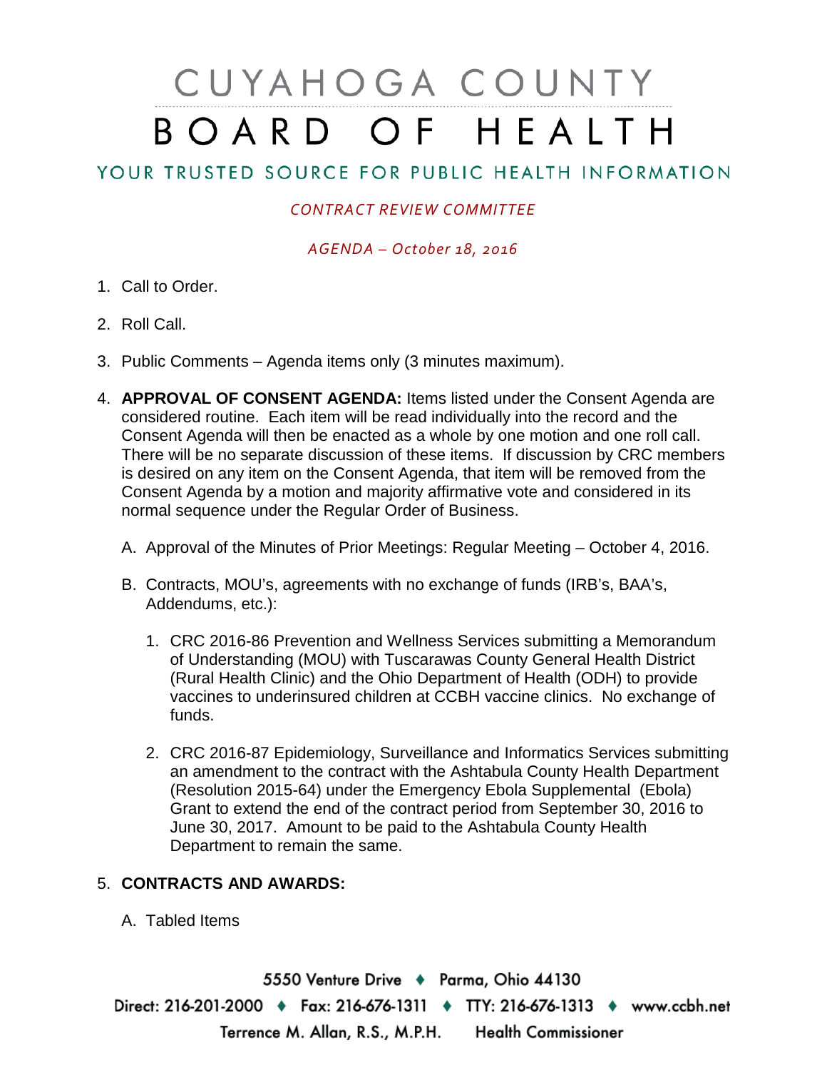# CUYAHOGA COUNTY BOARD OF HEALTH

## YOUR TRUSTED SOURCE FOR PUBLIC HEALTH INFORMATION

*CONTRACT REVIEW COMMITTEE*

*AGENDA – October 18, 2016*

1. Call to Order.

2. Roll Call.

3. Public Comments – Agenda items only (3 minutes maximum).

4. **APPROVAL OF CONSENT AGENDA:** Items listed under the Consent Agenda are considered routine. Each item will be read individually into the record and the Consent Agenda will then be enacted as a whole by one motion and one roll call. There will be no separate discussion of these items. If discussion by CRC members is desired on any item on the Consent Agenda, that item will be removed from the Consent Agenda by a motion and majority affirmative vote and considered in its normal sequence under the Regular Order of Business.

   A. Approval of the Minutes of Prior Meetings: Regular Meeting – October 4, 2016.

   B. Contracts, MOU's, agreements with no exchange of funds (IRB's, BAA's, Addendums, etc.):

      1. CRC 2016-86 Prevention and Wellness Services submitting a Memorandum of Understanding (MOU) with Tuscarawas County General Health District (Rural Health Clinic) and the Ohio Department of Health (ODH) to provide vaccines to underinsured children at CCBH vaccine clinics. No exchange of funds.

      2. CRC 2016-87 Epidemiology, Surveillance and Informatics Services submitting an amendment to the contract with the Ashtabula County Health Department (Resolution 2015-64) under the Emergency Ebola Supplemental (Ebola) Grant to extend the end of the contract period from September 30, 2016 to June 30, 2017. Amount to be paid to the Ashtabula County Health Department to remain the same.

5. **CONTRACTS AND AWARDS:**

   A. Tabled Items

5550 Venture Drive ♦ Parma, Ohio 44130

Direct: 216-201-2000 ♦ Fax: 216-676-1311 ♦ TTY: 216-676-1313 ♦ www.ccbh.net

Terrence M. Allan, R.S., M.P.H. Health Commissioner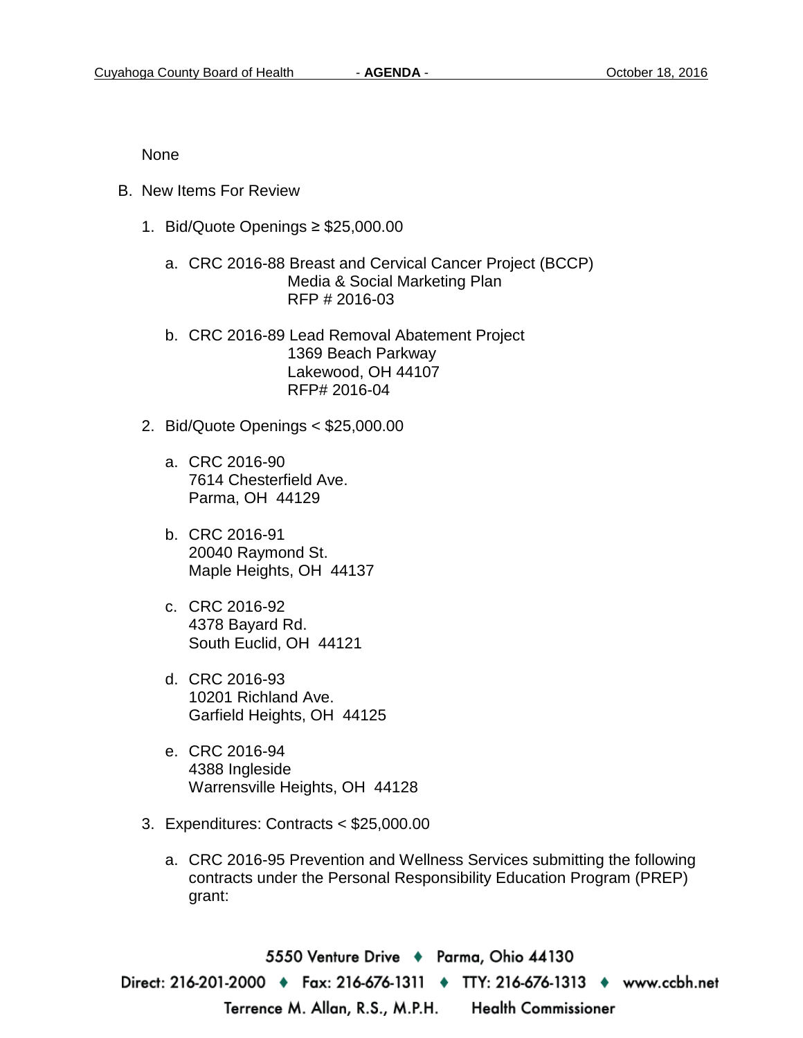None

B. New Items For Review

1. Bid/Quote Openings ≥ $25,000.00

   a. CRC 2016-88 Breast and Cervical Cancer Project (BCCP)
      Media & Social Marketing Plan
      RFP # 2016-03

   b. CRC 2016-89 Lead Removal Abatement Project
      1369 Beach Parkway
      Lakewood, OH 44107
      RFP# 2016-04

2. Bid/Quote Openings < $25,000.00

   a. CRC 2016-90
      7614 Chesterfield Ave.
      Parma, OH 44129

   b. CRC 2016-91
      20040 Raymond St.
      Maple Heights, OH 44137

   c. CRC 2016-92
      4378 Bayard Rd.
      South Euclid, OH 44121

   d. CRC 2016-93
      10201 Richland Ave.
      Garfield Heights, OH 44125

   e. CRC 2016-94
      4388 Ingleside
      Warrensville Heights, OH 44128

3. Expenditures: Contracts < $25,000.00

   a. CRC 2016-95 Prevention and Wellness Services submitting the following contracts under the Personal Responsibility Education Program (PREP) grant: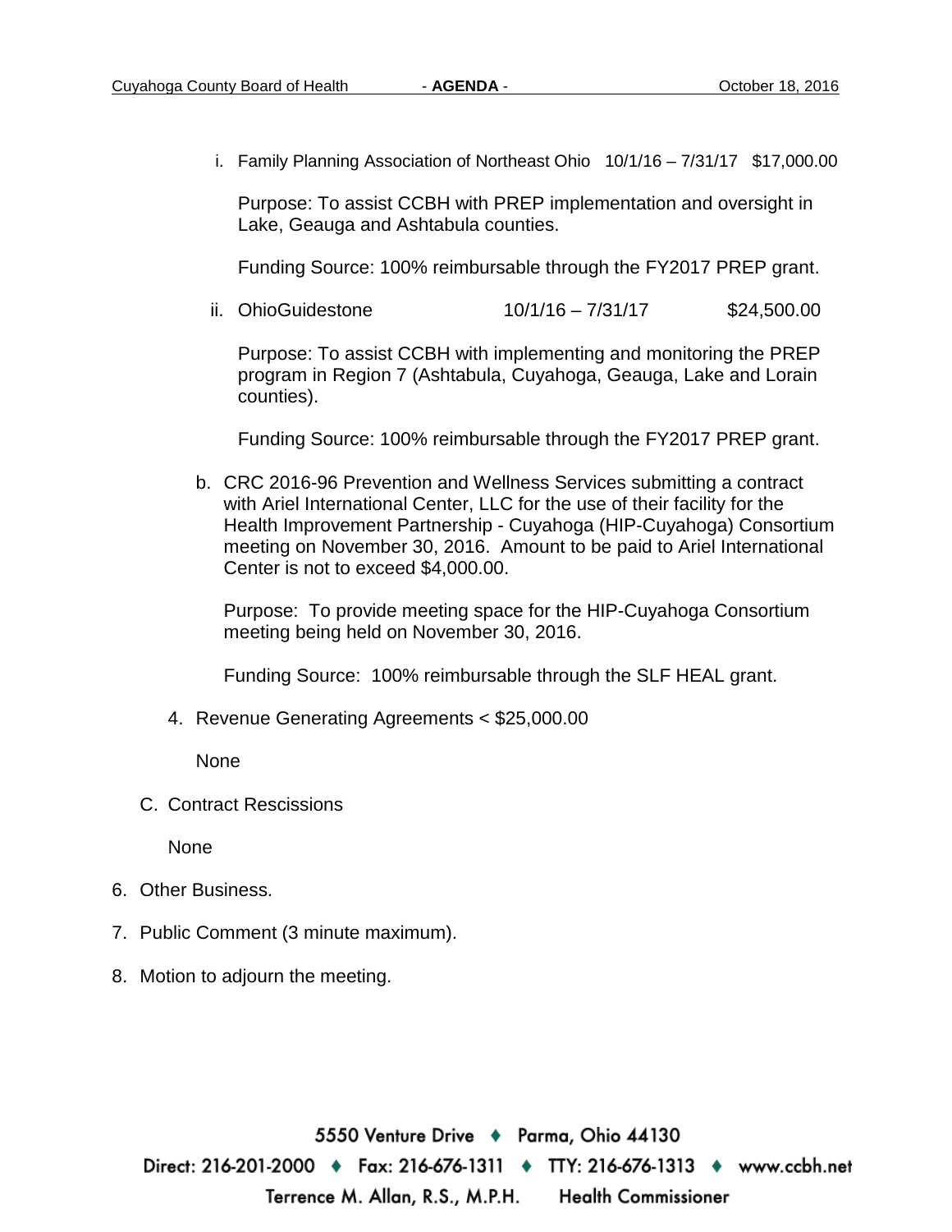i. Family Planning Association of Northeast Ohio 10/1/16 – 7/31/17 $17,000.00

   Purpose: To assist CCBH with PREP implementation and oversight in Lake, Geauga and Ashtabula counties.

   Funding Source: 100% reimbursable through the FY2017 PREP grant.

ii. OhioGuidestone 10/1/16 – 7/31/17 $24,500.00

   Purpose: To assist CCBH with implementing and monitoring the PREP program in Region 7 (Ashtabula, Cuyahoga, Geauga, Lake and Lorain counties).

   Funding Source: 100% reimbursable through the FY2017 PREP grant.

b. CRC 2016-96 Prevention and Wellness Services submitting a contract with Ariel International Center, LLC for the use of their facility for the Health Improvement Partnership - Cuyahoga (HIP-Cuyahoga) Consortium meeting on November 30, 2016. Amount to be paid to Ariel International Center is not to exceed $4,000.00.

   Purpose: To provide meeting space for the HIP-Cuyahoga Consortium meeting being held on November 30, 2016.

   Funding Source: 100% reimbursable through the SLF HEAL grant.

4. Revenue Generating Agreements < $25,000.00

   None

C. Contract Rescissions

   None

6. Other Business.
7. Public Comment (3 minute maximum).
8. Motion to adjourn the meeting.